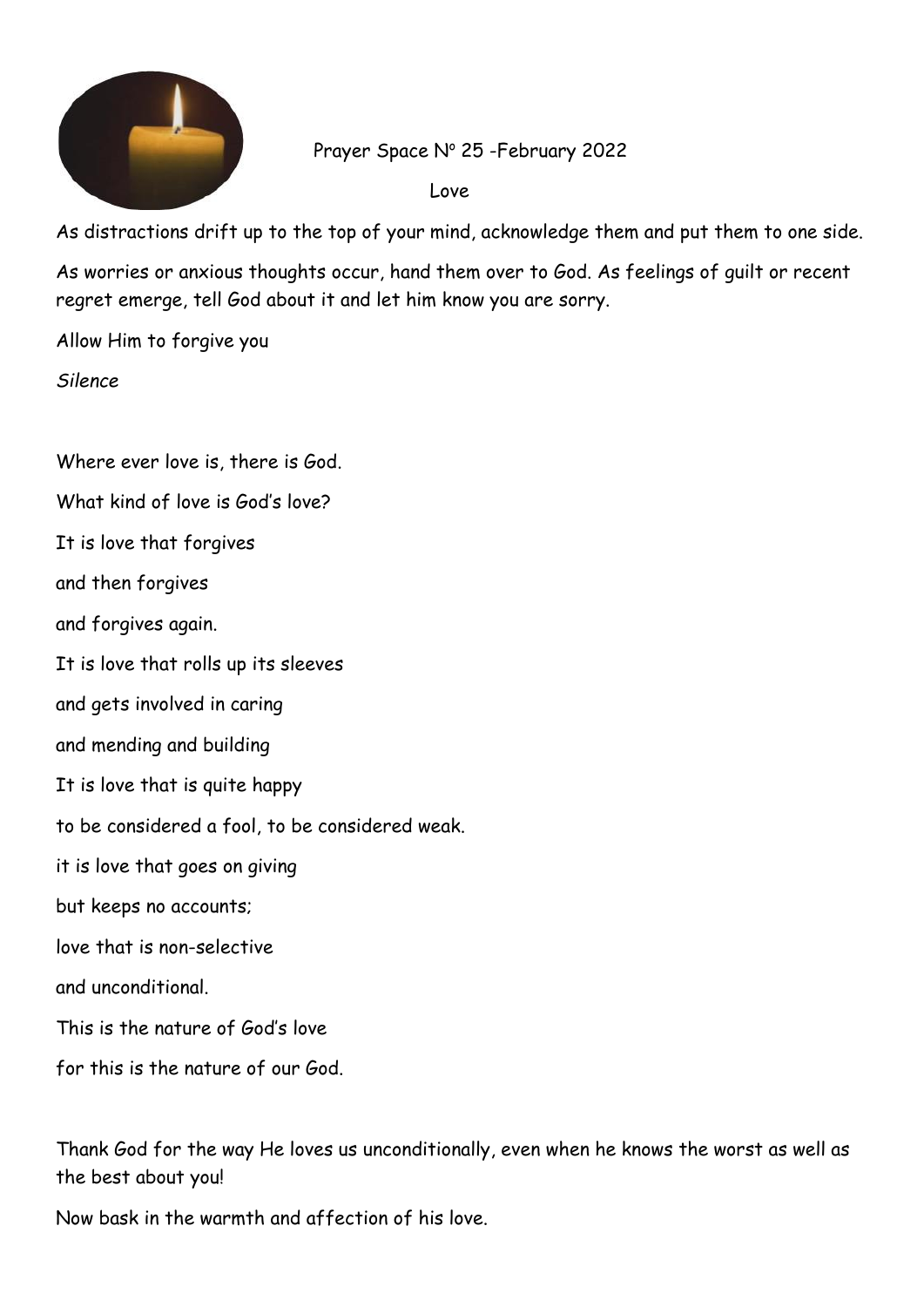# Prayer Space Nº 25 -February 2022

## Love

As distractions drift up to the top of your mind, acknowledge them and put them to one side.

As worries or anxious thoughts occur, hand them over to God. As feelings of guilt or recent regret emerge, tell God about it and let him know you are sorry.

Allow Him to forgive you

*Silence*

Where ever love is, there is God.

What kind of love is God's love?

It is love that forgives

and then forgives

and forgives again.

It is love that rolls up its sleeves

and gets involved in caring

and mending and building

It is love that is quite happy

to be considered a fool, to be considered weak.

it is love that goes on giving

but keeps no accounts;

love that is non-selective

and unconditional.

This is the nature of God's love

for this is the nature of our God.

Thank God for the way He loves us unconditionally, even when he knows the worst as well as the best about you!

Now bask in the warmth and affection of his love.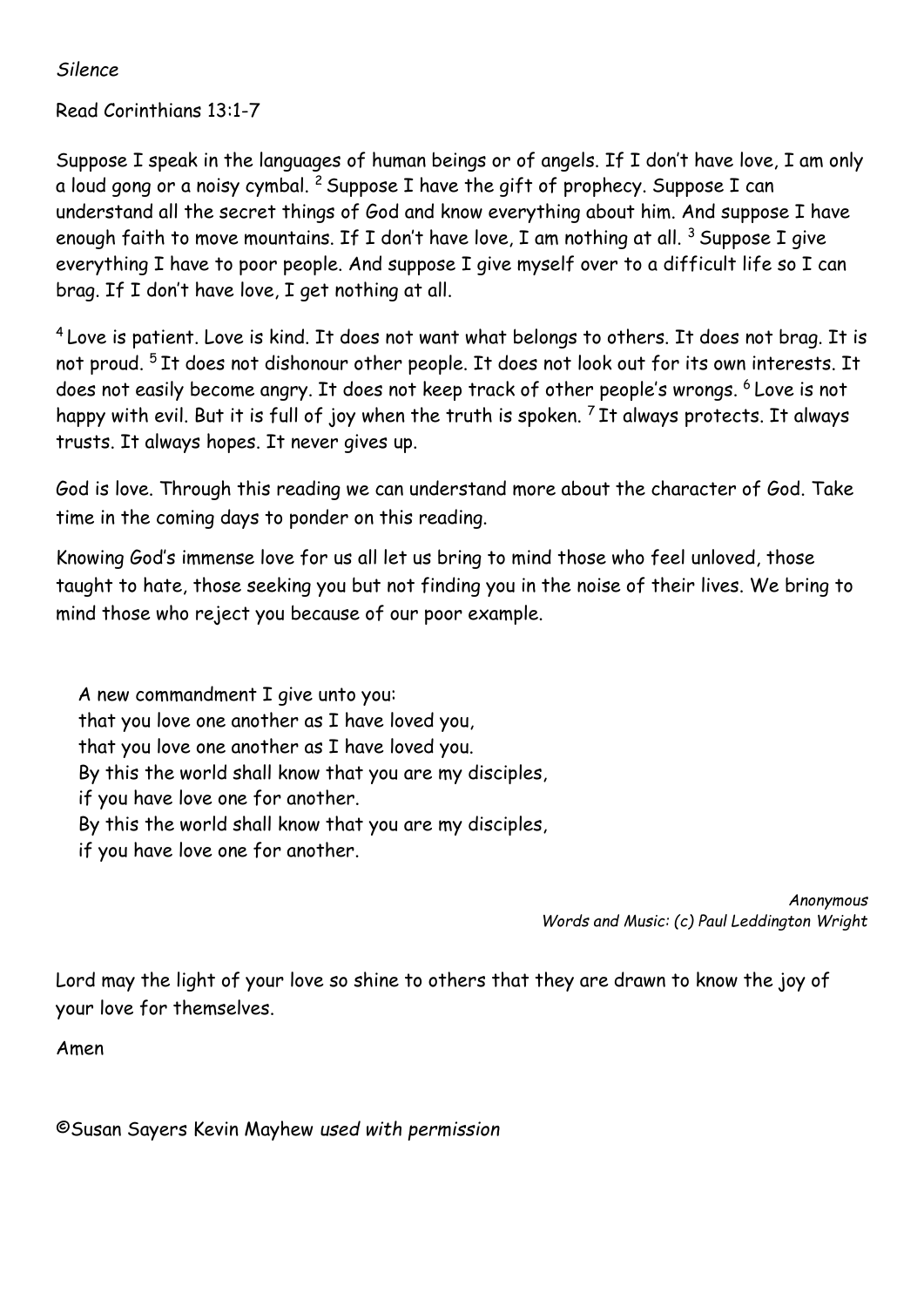*Silence*

Read Corinthians 13:1-7

Suppose I speak in the languages of human beings or of angels. If I don't have love, I am only a loud gong or a noisy cymbal. [2] Suppose I have the gift of prophecy. Suppose I can understand all the secret things of God and know everything about him. And suppose I have enough faith to move mountains. If I don't have love, I am nothing at all. [3] Suppose I give everything I have to poor people. And suppose I give myself over to a difficult life so I can brag. If I don't have love, I get nothing at all.

[4] Love is patient. Love is kind. It does not want what belongs to others. It does not brag. It is not proud. [5] It does not dishonour other people. It does not look out for its own interests. It does not easily become angry. It does not keep track of other people's wrongs. [6] Love is not happy with evil. But it is full of joy when the truth is spoken. [7] It always protects. It always trusts. It always hopes. It never gives up.

God is love. Through this reading we can understand more about the character of God. Take time in the coming days to ponder on this reading.

Knowing God's immense love for us all let us bring to mind those who feel unloved, those taught to hate, those seeking you but not finding you in the noise of their lives. We bring to mind those who reject you because of our poor example.

A new commandment I give unto you:
that you love one another as I have loved you,
that you love one another as I have loved you.
By this the world shall know that you are my disciples,
if you have love one for another.
By this the world shall know that you are my disciples,
if you have love one for another.

*Anonymous*
*Words and Music: (c) Paul Leddington Wright*

Lord may the light of your love so shine to others that they are drawn to know the joy of your love for themselves.

Amen

©Susan Sayers Kevin Mayhew *used with permission*